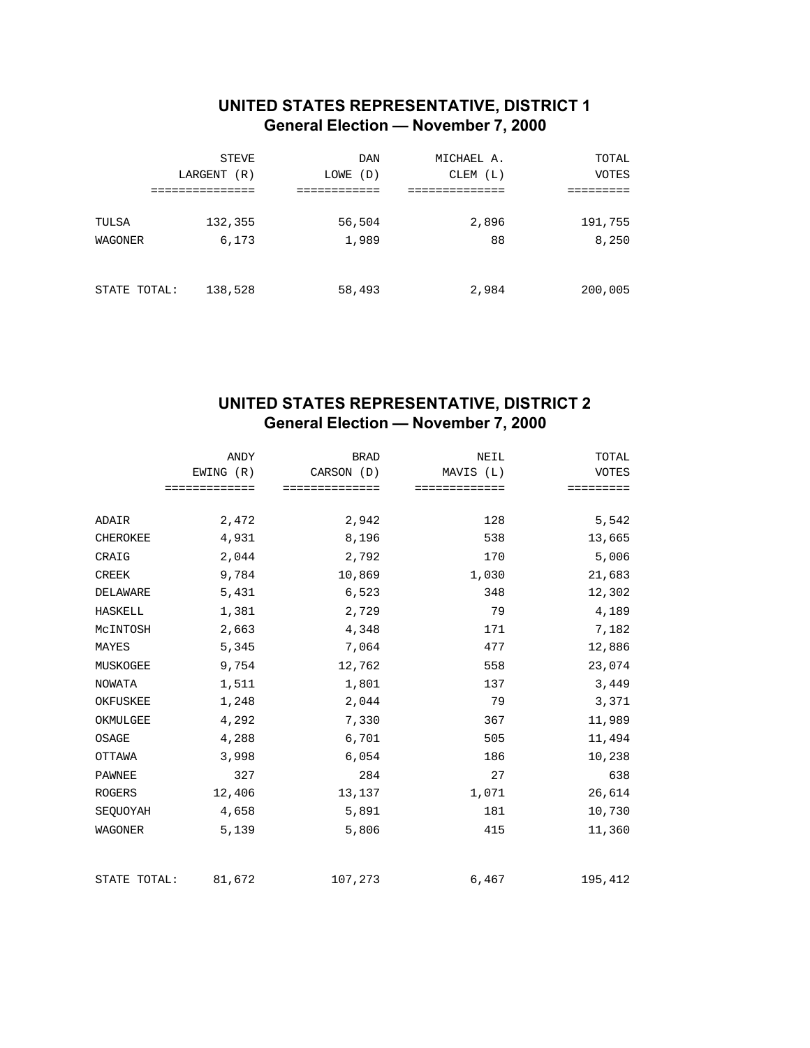## UNITED STATES REPRESENTATIVE, DISTRICT 1
## General Election — November 7, 2000

| | STEVE LARGENT (R) | DAN LOWE (D) | MICHAEL A. CLEM (L) | TOTAL VOTES |
|---|---|---|---|---|
| TULSA | 132,355 | 56,504 | 2,896 | 191,755 |
| WAGONER | 6,173 | 1,989 | 88 | 8,250 |
| STATE TOTAL: | 138,528 | 58,493 | 2,984 | 200,005 |

## UNITED STATES REPRESENTATIVE, DISTRICT 2
## General Election — November 7, 2000

| | ANDY EWING (R) | BRAD CARSON (D) | NEIL MAVIS (L) | TOTAL VOTES |
|---|---|---|---|---|
| ADAIR | 2,472 | 2,942 | 128 | 5,542 |
| CHEROKEE | 4,931 | 8,196 | 538 | 13,665 |
| CRAIG | 2,044 | 2,792 | 170 | 5,006 |
| CREEK | 9,784 | 10,869 | 1,030 | 21,683 |
| DELAWARE | 5,431 | 6,523 | 348 | 12,302 |
| HASKELL | 1,381 | 2,729 | 79 | 4,189 |
| McINTOSH | 2,663 | 4,348 | 171 | 7,182 |
| MAYES | 5,345 | 7,064 | 477 | 12,886 |
| MUSKOGEE | 9,754 | 12,762 | 558 | 23,074 |
| NOWATA | 1,511 | 1,801 | 137 | 3,449 |
| OKFUSKEE | 1,248 | 2,044 | 79 | 3,371 |
| OKMULGEE | 4,292 | 7,330 | 367 | 11,989 |
| OSAGE | 4,288 | 6,701 | 505 | 11,494 |
| OTTAWA | 3,998 | 6,054 | 186 | 10,238 |
| PAWNEE | 327 | 284 | 27 | 638 |
| ROGERS | 12,406 | 13,137 | 1,071 | 26,614 |
| SEQUOYAH | 4,658 | 5,891 | 181 | 10,730 |
| WAGONER | 5,139 | 5,806 | 415 | 11,360 |
| STATE TOTAL: | 81,672 | 107,273 | 6,467 | 195,412 |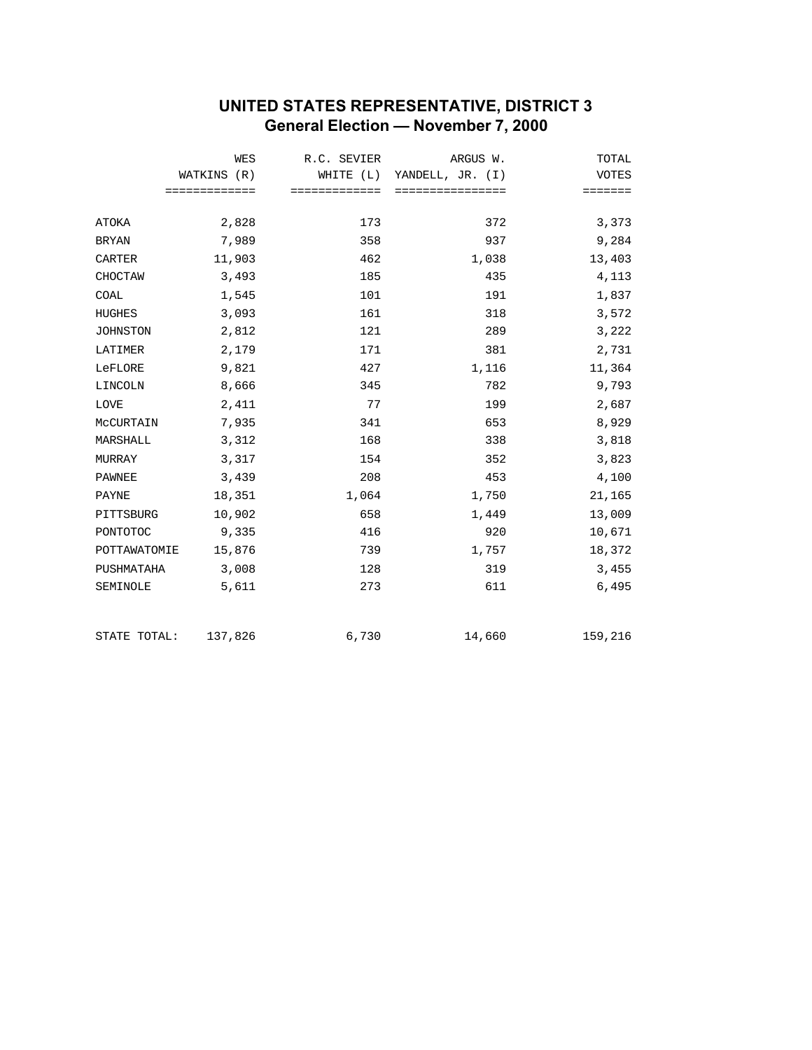# UNITED STATES REPRESENTATIVE, DISTRICT 3
## General Election — November 7, 2000

| | WES WATKINS (R) | R.C. SEVIER WHITE (L) | ARGUS W. YANDELL, JR. (I) | TOTAL VOTES |
|---|---|---|---|---|
| ATOKA | 2,828 | 173 | 372 | 3,373 |
| BRYAN | 7,989 | 358 | 937 | 9,284 |
| CARTER | 11,903 | 462 | 1,038 | 13,403 |
| CHOCTAW | 3,493 | 185 | 435 | 4,113 |
| COAL | 1,545 | 101 | 191 | 1,837 |
| HUGHES | 3,093 | 161 | 318 | 3,572 |
| JOHNSTON | 2,812 | 121 | 289 | 3,222 |
| LATIMER | 2,179 | 171 | 381 | 2,731 |
| LeFLORE | 9,821 | 427 | 1,116 | 11,364 |
| LINCOLN | 8,666 | 345 | 782 | 9,793 |
| LOVE | 2,411 | 77 | 199 | 2,687 |
| McCURTAIN | 7,935 | 341 | 653 | 8,929 |
| MARSHALL | 3,312 | 168 | 338 | 3,818 |
| MURRAY | 3,317 | 154 | 352 | 3,823 |
| PAWNEE | 3,439 | 208 | 453 | 4,100 |
| PAYNE | 18,351 | 1,064 | 1,750 | 21,165 |
| PITTSBURG | 10,902 | 658 | 1,449 | 13,009 |
| PONTOTOC | 9,335 | 416 | 920 | 10,671 |
| POTTAWATOMIE | 15,876 | 739 | 1,757 | 18,372 |
| PUSHMATAHA | 3,008 | 128 | 319 | 3,455 |
| SEMINOLE | 5,611 | 273 | 611 | 6,495 |
| STATE TOTAL: | 137,826 | 6,730 | 14,660 | 159,216 |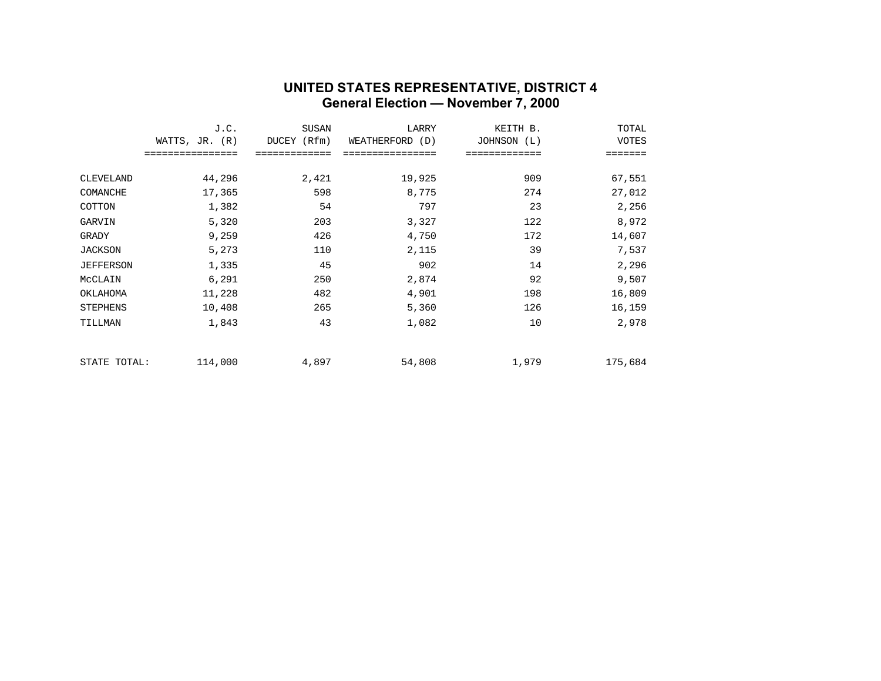# UNITED STATES REPRESENTATIVE, DISTRICT 4
## General Election — November 7, 2000

| | J.C. WATTS, JR. (R) | SUSAN DUCEY (Rfm) | LARRY WEATHERFORD (D) | KEITH B. JOHNSON (L) | TOTAL VOTES |
|---|---|---|---|---|---|
| CLEVELAND | 44,296 | 2,421 | 19,925 | 909 | 67,551 |
| COMANCHE | 17,365 | 598 | 8,775 | 274 | 27,012 |
| COTTON | 1,382 | 54 | 797 | 23 | 2,256 |
| GARVIN | 5,320 | 203 | 3,327 | 122 | 8,972 |
| GRADY | 9,259 | 426 | 4,750 | 172 | 14,607 |
| JACKSON | 5,273 | 110 | 2,115 | 39 | 7,537 |
| JEFFERSON | 1,335 | 45 | 902 | 14 | 2,296 |
| McCLAIN | 6,291 | 250 | 2,874 | 92 | 9,507 |
| OKLAHOMA | 11,228 | 482 | 4,901 | 198 | 16,809 |
| STEPHENS | 10,408 | 265 | 5,360 | 126 | 16,159 |
| TILLMAN | 1,843 | 43 | 1,082 | 10 | 2,978 |
| STATE TOTAL: | 114,000 | 4,897 | 54,808 | 1,979 | 175,684 |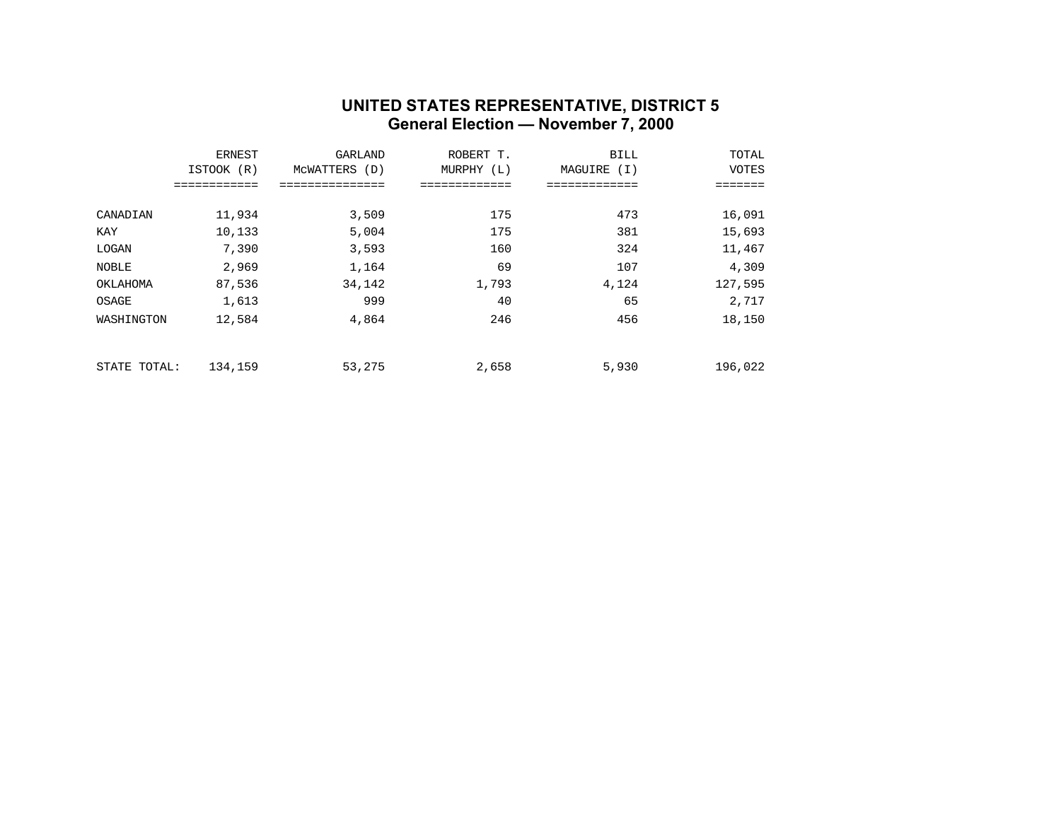# UNITED STATES REPRESENTATIVE, DISTRICT 5
## General Election — November 7, 2000

| | ERNEST ISTOOK (R) | GARLAND McWATTERS (D) | ROBERT T. MURPHY (L) | BILL MAGUIRE (I) | TOTAL VOTES |
|---|---|---|---|---|---|
| CANADIAN | 11,934 | 3,509 | 175 | 473 | 16,091 |
| KAY | 10,133 | 5,004 | 175 | 381 | 15,693 |
| LOGAN | 7,390 | 3,593 | 160 | 324 | 11,467 |
| NOBLE | 2,969 | 1,164 | 69 | 107 | 4,309 |
| OKLAHOMA | 87,536 | 34,142 | 1,793 | 4,124 | 127,595 |
| OSAGE | 1,613 | 999 | 40 | 65 | 2,717 |
| WASHINGTON | 12,584 | 4,864 | 246 | 456 | 18,150 |
| STATE TOTAL: | 134,159 | 53,275 | 2,658 | 5,930 | 196,022 |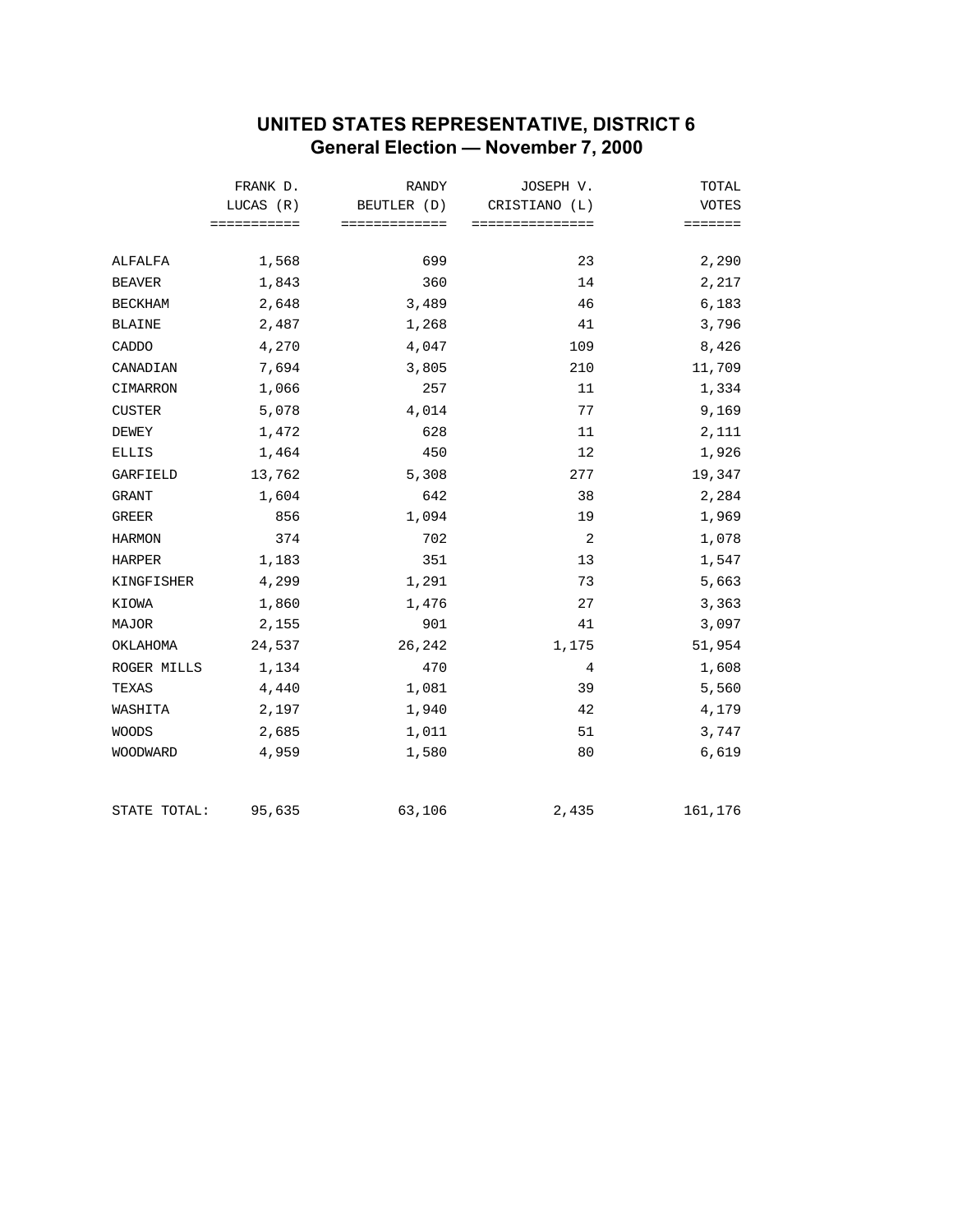## UNITED STATES REPRESENTATIVE, DISTRICT 6
## General Election — November 7, 2000

| | FRANK D. LUCAS (R) | RANDY BEUTLER (D) | JOSEPH V. CRISTIANO (L) | TOTAL VOTES |
|---|---|---|---|---|
| ALFALFA | 1,568 | 699 | 23 | 2,290 |
| BEAVER | 1,843 | 360 | 14 | 2,217 |
| BECKHAM | 2,648 | 3,489 | 46 | 6,183 |
| BLAINE | 2,487 | 1,268 | 41 | 3,796 |
| CADDO | 4,270 | 4,047 | 109 | 8,426 |
| CANADIAN | 7,694 | 3,805 | 210 | 11,709 |
| CIMARRON | 1,066 | 257 | 11 | 1,334 |
| CUSTER | 5,078 | 4,014 | 77 | 9,169 |
| DEWEY | 1,472 | 628 | 11 | 2,111 |
| ELLIS | 1,464 | 450 | 12 | 1,926 |
| GARFIELD | 13,762 | 5,308 | 277 | 19,347 |
| GRANT | 1,604 | 642 | 38 | 2,284 |
| GREER | 856 | 1,094 | 19 | 1,969 |
| HARMON | 374 | 702 | 2 | 1,078 |
| HARPER | 1,183 | 351 | 13 | 1,547 |
| KINGFISHER | 4,299 | 1,291 | 73 | 5,663 |
| KIOWA | 1,860 | 1,476 | 27 | 3,363 |
| MAJOR | 2,155 | 901 | 41 | 3,097 |
| OKLAHOMA | 24,537 | 26,242 | 1,175 | 51,954 |
| ROGER MILLS | 1,134 | 470 | 4 | 1,608 |
| TEXAS | 4,440 | 1,081 | 39 | 5,560 |
| WASHITA | 2,197 | 1,940 | 42 | 4,179 |
| WOODS | 2,685 | 1,011 | 51 | 3,747 |
| WOODWARD | 4,959 | 1,580 | 80 | 6,619 |
| STATE TOTAL: | 95,635 | 63,106 | 2,435 | 161,176 |